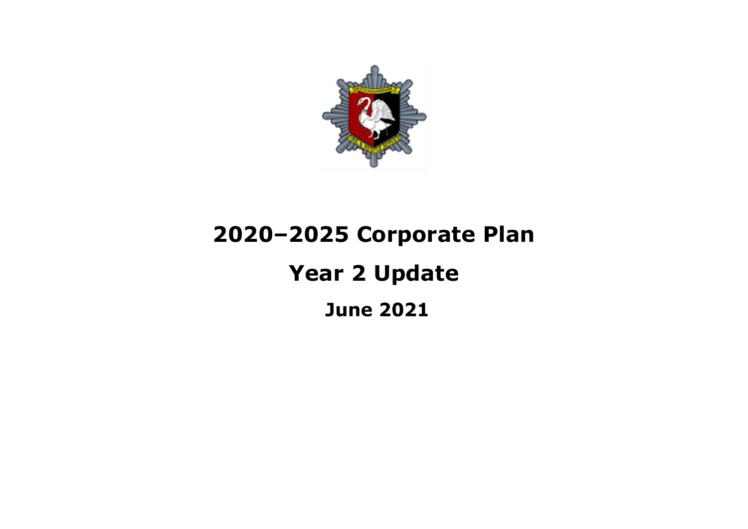# 2020–2025 Corporate Plan

## Year 2 Update

### June 2021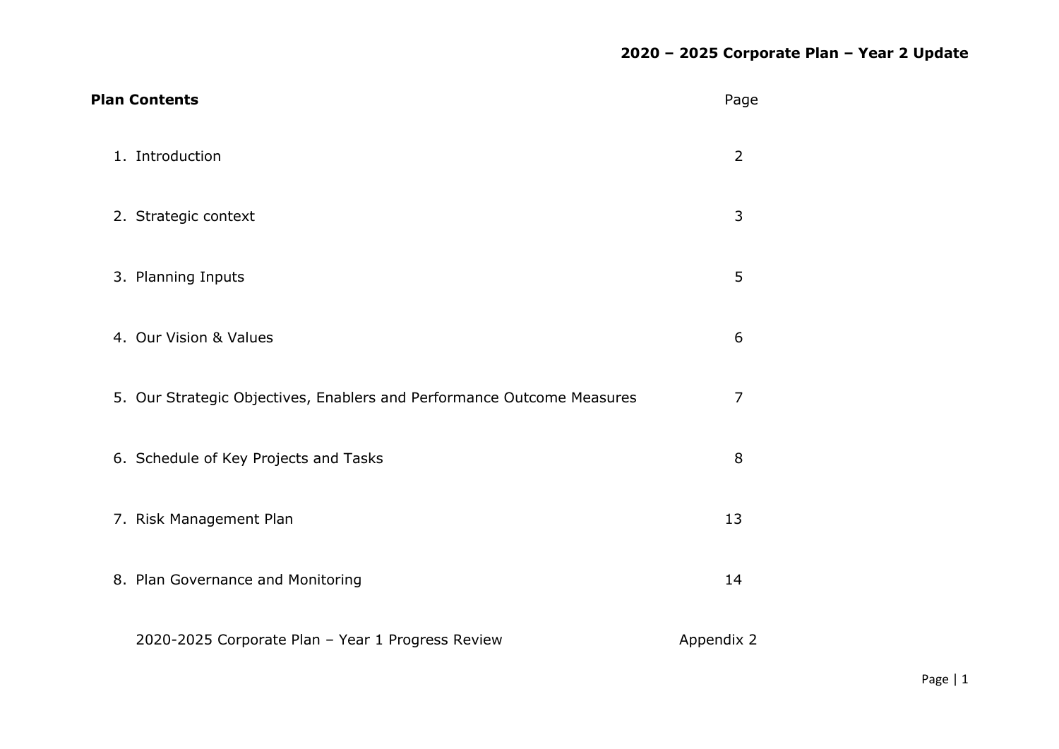# 2020 – 2025 Corporate Plan – Year 2 Update

**Plan Contents**

| | Page |
|---|---|
| 1. Introduction | 2 |
| 2. Strategic context | 3 |
| 3. Planning Inputs | 5 |
| 4. Our Vision & Values | 6 |
| 5. Our Strategic Objectives, Enablers and Performance Outcome Measures | 7 |
| 6. Schedule of Key Projects and Tasks | 8 |
| 7. Risk Management Plan | 13 |
| 8. Plan Governance and Monitoring | 14 |
| 2020-2025 Corporate Plan – Year 1 Progress Review | Appendix 2 |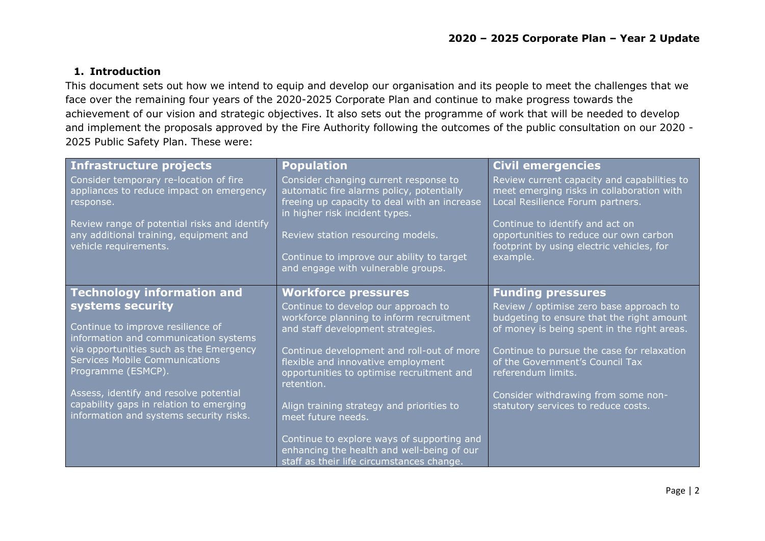## 1. Introduction

This document sets out how we intend to equip and develop our organisation and its people to meet the challenges that we face over the remaining four years of the 2020-2025 Corporate Plan and continue to make progress towards the achievement of our vision and strategic objectives. It also sets out the programme of work that will be needed to develop and implement the proposals approved by the Fire Authority following the outcomes of the public consultation on our 2020 - 2025 Public Safety Plan. These were:

| **Infrastructure projects** | **Population** | **Civil emergencies** |
|---|---|---|
| Consider temporary re-location of fire appliances to reduce impact on emergency response.<br><br>Review range of potential risks and identify any additional training, equipment and vehicle requirements. | Consider changing current response to automatic fire alarms policy, potentially freeing up capacity to deal with an increase in higher risk incident types.<br><br>Review station resourcing models.<br><br>Continue to improve our ability to target and engage with vulnerable groups. | Review current capacity and capabilities to meet emerging risks in collaboration with Local Resilience Forum partners.<br><br>Continue to identify and act on opportunities to reduce our own carbon footprint by using electric vehicles, for example. |
| **Technology information and systems security** | **Workforce pressures** | **Funding pressures** |
| Continue to improve resilience of information and communication systems via opportunities such as the Emergency Services Mobile Communications Programme (ESMCP).<br><br>Assess, identify and resolve potential capability gaps in relation to emerging information and systems security risks. | Continue to develop our approach to workforce planning to inform recruitment and staff development strategies.<br><br>Continue development and roll-out of more flexible and innovative employment opportunities to optimise recruitment and retention.<br><br>Align training strategy and priorities to meet future needs.<br><br>Continue to explore ways of supporting and enhancing the health and well-being of our staff as their life circumstances change. | Review / optimise zero base approach to budgeting to ensure that the right amount of money is being spent in the right areas.<br><br>Continue to pursue the case for relaxation of the Government's Council Tax referendum limits.<br><br>Consider withdrawing from some non-statutory services to reduce costs. |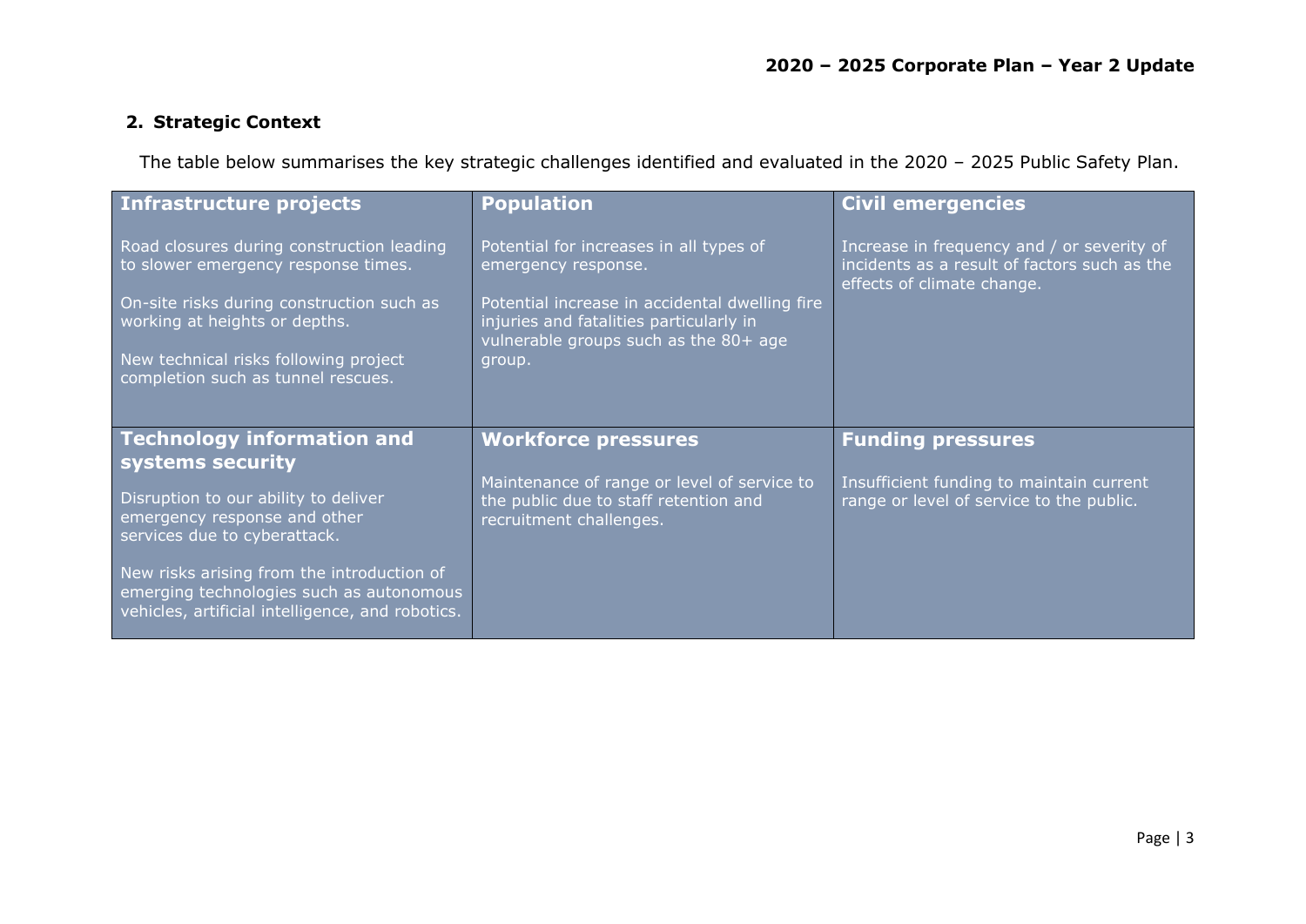## 2. Strategic Context

The table below summarises the key strategic challenges identified and evaluated in the 2020 – 2025 Public Safety Plan.

| **Infrastructure projects** | **Population** | **Civil emergencies** |
| --- | --- | --- |
| Road closures during construction leading to slower emergency response times.<br><br>On-site risks during construction such as working at heights or depths.<br><br>New technical risks following project completion such as tunnel rescues. | Potential for increases in all types of emergency response.<br><br>Potential increase in accidental dwelling fire injuries and fatalities particularly in vulnerable groups such as the 80+ age group. | Increase in frequency and / or severity of incidents as a result of factors such as the effects of climate change. |
| **Technology information and systems security** | **Workforce pressures** | **Funding pressures** |
| Disruption to our ability to deliver emergency response and other services due to cyberattack.<br><br>New risks arising from the introduction of emerging technologies such as autonomous vehicles, artificial intelligence, and robotics. | Maintenance of range or level of service to the public due to staff retention and recruitment challenges. | Insufficient funding to maintain current range or level of service to the public. |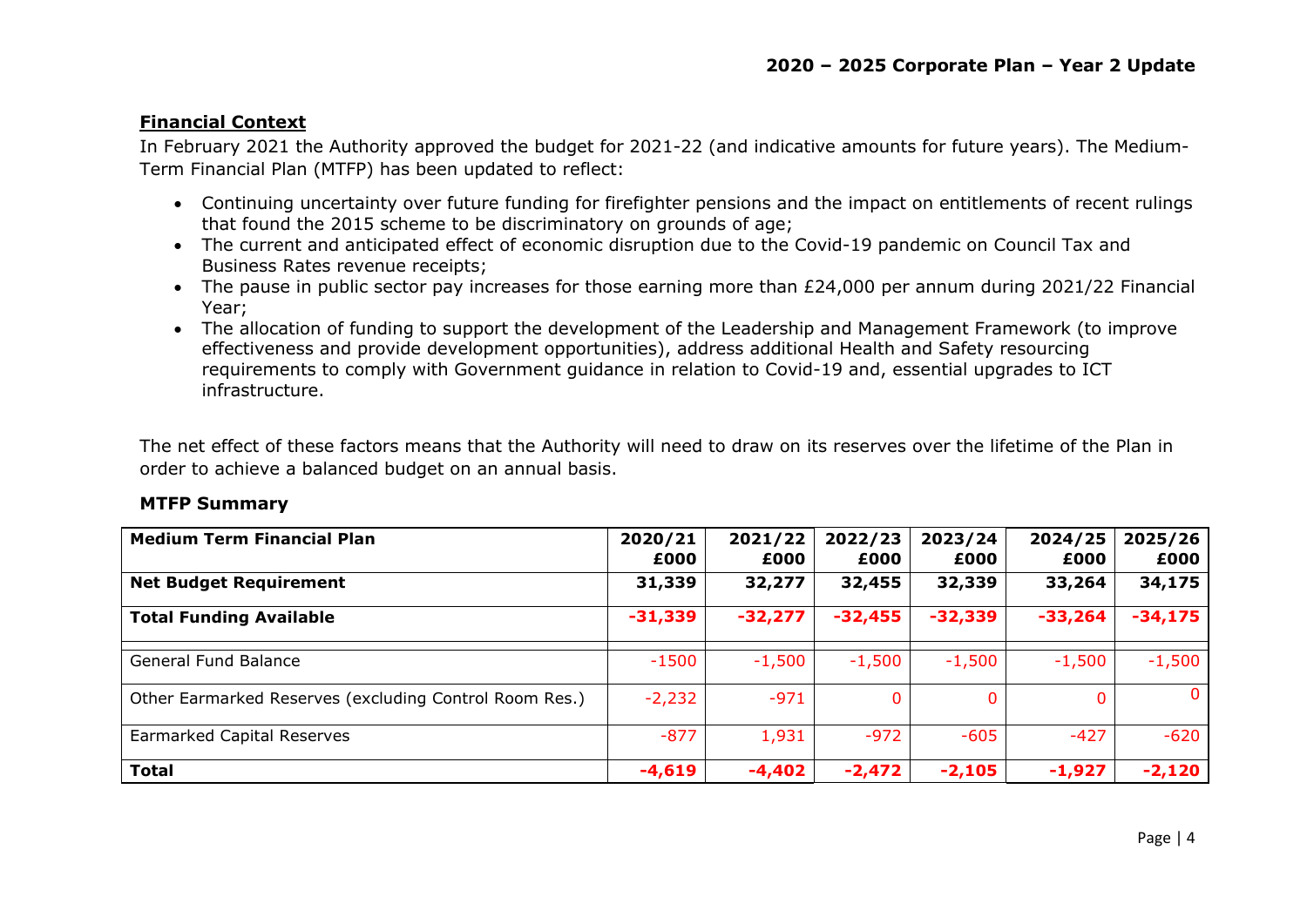## Financial Context

In February 2021 the Authority approved the budget for 2021-22 (and indicative amounts for future years). The Medium-Term Financial Plan (MTFP) has been updated to reflect:

- Continuing uncertainty over future funding for firefighter pensions and the impact on entitlements of recent rulings that found the 2015 scheme to be discriminatory on grounds of age;
- The current and anticipated effect of economic disruption due to the Covid-19 pandemic on Council Tax and Business Rates revenue receipts;
- The pause in public sector pay increases for those earning more than £24,000 per annum during 2021/22 Financial Year;
- The allocation of funding to support the development of the Leadership and Management Framework (to improve effectiveness and provide development opportunities), address additional Health and Safety resourcing requirements to comply with Government guidance in relation to Covid-19 and, essential upgrades to ICT infrastructure.

The net effect of these factors means that the Authority will need to draw on its reserves over the lifetime of the Plan in order to achieve a balanced budget on an annual basis.

### MTFP Summary

| **Medium Term Financial Plan** | **2020/21 £000** | **2021/22 £000** | **2022/23 £000** | **2023/24 £000** | **2024/25 £000** | **2025/26 £000** |
|---|---|---|---|---|---|---|
| **Net Budget Requirement** | **31,339** | **32,277** | **32,455** | **32,339** | **33,264** | **34,175** |
| **Total Funding Available** | **-31,339** | **-32,277** | **-32,455** | **-32,339** | **-33,264** | **-34,175** |
| | | | | | | |
| General Fund Balance | -1500 | -1,500 | -1,500 | -1,500 | -1,500 | -1,500 |
| Other Earmarked Reserves (excluding Control Room Res.) | -2,232 | -971 | 0 | 0 | 0 | 0 |
| Earmarked Capital Reserves | -877 | 1,931 | -972 | -605 | -427 | -620 |
| **Total** | **-4,619** | **-4,402** | **-2,472** | **-2,105** | **-1,927** | **-2,120** |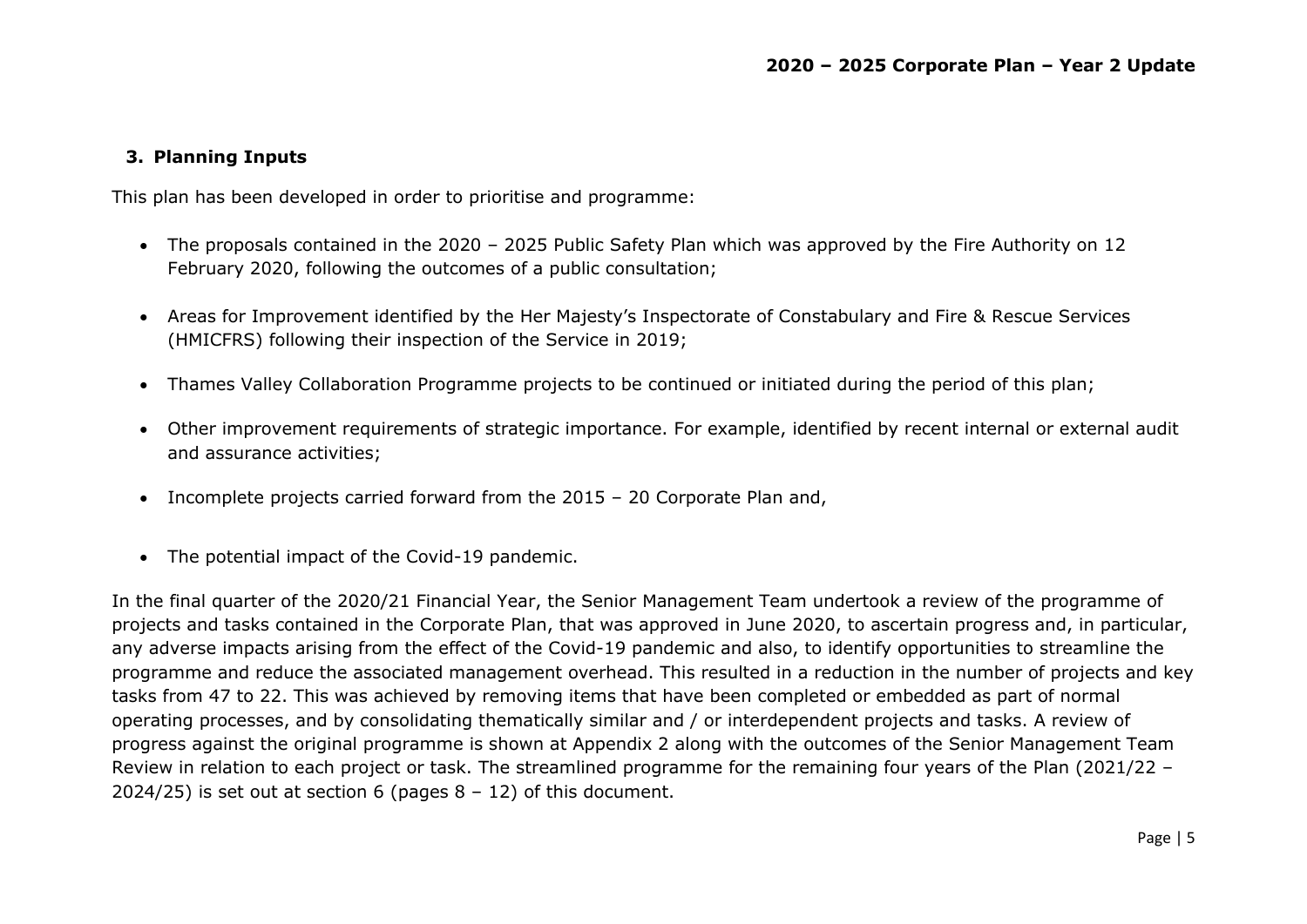## 3. Planning Inputs

This plan has been developed in order to prioritise and programme:

- The proposals contained in the 2020 – 2025 Public Safety Plan which was approved by the Fire Authority on 12 February 2020, following the outcomes of a public consultation;
- Areas for Improvement identified by the Her Majesty's Inspectorate of Constabulary and Fire & Rescue Services (HMICFRS) following their inspection of the Service in 2019;
- Thames Valley Collaboration Programme projects to be continued or initiated during the period of this plan;
- Other improvement requirements of strategic importance. For example, identified by recent internal or external audit and assurance activities;
- Incomplete projects carried forward from the 2015 – 20 Corporate Plan and,
- The potential impact of the Covid-19 pandemic.

In the final quarter of the 2020/21 Financial Year, the Senior Management Team undertook a review of the programme of projects and tasks contained in the Corporate Plan, that was approved in June 2020, to ascertain progress and, in particular, any adverse impacts arising from the effect of the Covid-19 pandemic and also, to identify opportunities to streamline the programme and reduce the associated management overhead. This resulted in a reduction in the number of projects and key tasks from 47 to 22. This was achieved by removing items that have been completed or embedded as part of normal operating processes, and by consolidating thematically similar and / or interdependent projects and tasks. A review of progress against the original programme is shown at Appendix 2 along with the outcomes of the Senior Management Team Review in relation to each project or task. The streamlined programme for the remaining four years of the Plan (2021/22 – 2024/25) is set out at section 6 (pages 8 – 12) of this document.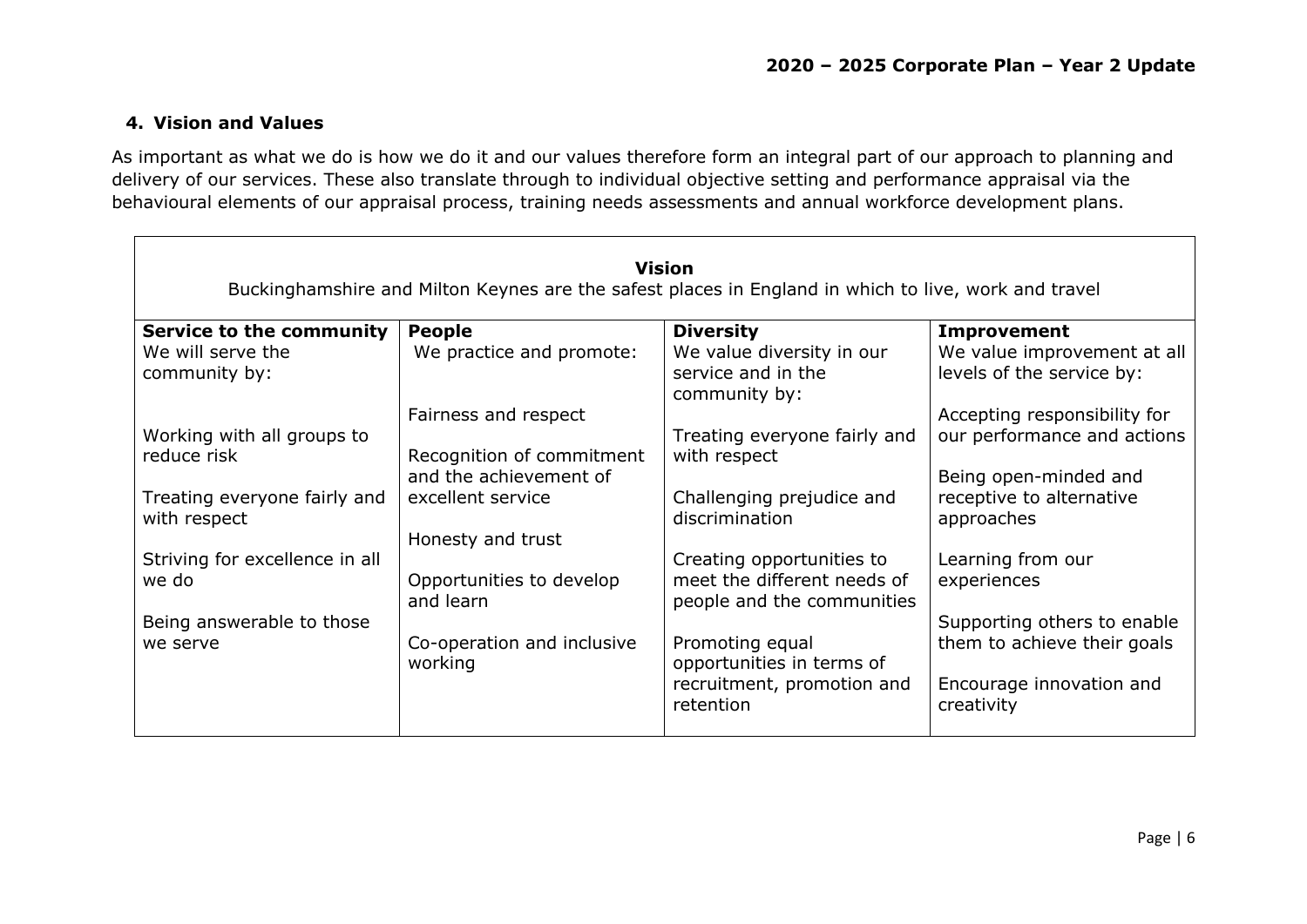## 4. Vision and Values

As important as what we do is how we do it and our values therefore form an integral part of our approach to planning and delivery of our services. These also translate through to individual objective setting and performance appraisal via the behavioural elements of our appraisal process, training needs assessments and annual workforce development plans.

| **Vision**<br>Buckinghamshire and Milton Keynes are the safest places in England in which to live, work and travel | | | |
|---|---|---|---|
| **Service to the community**<br>We will serve the community by:<br><br>Working with all groups to reduce risk<br><br>Treating everyone fairly and with respect<br><br>Striving for excellence in all we do<br><br>Being answerable to those we serve | **People**<br>We practice and promote:<br><br>Fairness and respect<br><br>Recognition of commitment and the achievement of excellent service<br><br>Honesty and trust<br><br>Opportunities to develop and learn<br><br>Co-operation and inclusive working | **Diversity**<br>We value diversity in our service and in the community by:<br><br>Treating everyone fairly and with respect<br><br>Challenging prejudice and discrimination<br><br>Creating opportunities to meet the different needs of people and the communities<br><br>Promoting equal opportunities in terms of recruitment, promotion and retention | **Improvement**<br>We value improvement at all levels of the service by:<br><br>Accepting responsibility for our performance and actions<br><br>Being open-minded and receptive to alternative approaches<br><br>Learning from our experiences<br><br>Supporting others to enable them to achieve their goals<br><br>Encourage innovation and creativity |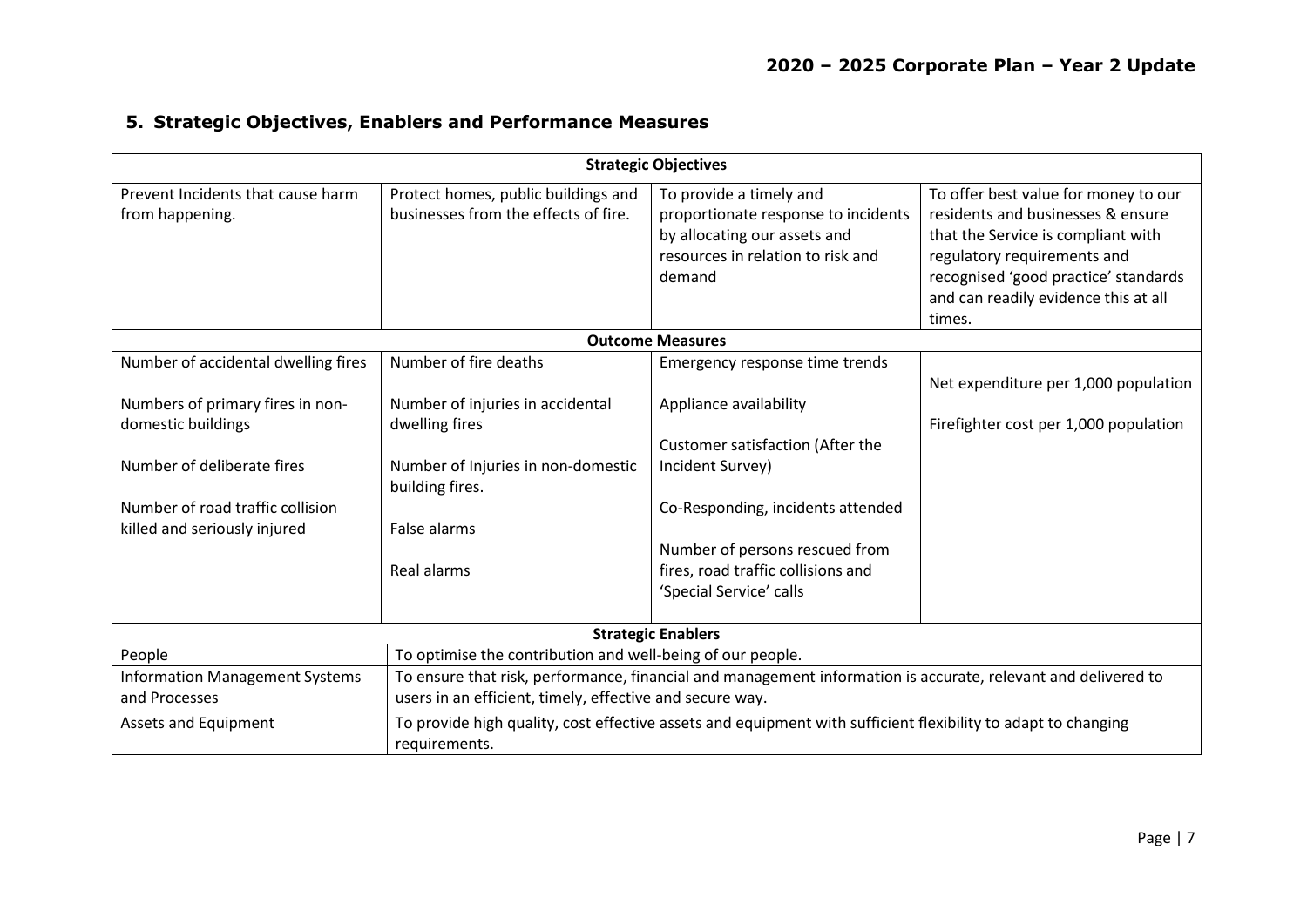## 5. Strategic Objectives, Enablers and Performance Measures

| Strategic Objectives | | | |
|---|---|---|---|
| Prevent Incidents that cause harm from happening. | Protect homes, public buildings and businesses from the effects of fire. | To provide a timely and proportionate response to incidents by allocating our assets and resources in relation to risk and demand | To offer best value for money to our residents and businesses & ensure that the Service is compliant with regulatory requirements and recognised 'good practice' standards and can readily evidence this at all times. |
| **Outcome Measures** | | | |
| Number of accidental dwelling fires<br><br>Numbers of primary fires in non-domestic buildings<br><br>Number of deliberate fires<br><br>Number of road traffic collision killed and seriously injured | Number of fire deaths<br><br>Number of injuries in accidental dwelling fires<br><br>Number of Injuries in non-domestic building fires.<br><br>False alarms<br><br>Real alarms | Emergency response time trends<br><br>Appliance availability<br><br>Customer satisfaction (After the Incident Survey)<br><br>Co-Responding, incidents attended<br><br>Number of persons rescued from fires, road traffic collisions and 'Special Service' calls | Net expenditure per 1,000 population<br><br>Firefighter cost per 1,000 population |

| Strategic Enablers | |
|---|---|
| People | To optimise the contribution and well-being of our people. |
| Information Management Systems and Processes | To ensure that risk, performance, financial and management information is accurate, relevant and delivered to users in an efficient, timely, effective and secure way. |
| Assets and Equipment | To provide high quality, cost effective assets and equipment with sufficient flexibility to adapt to changing requirements. |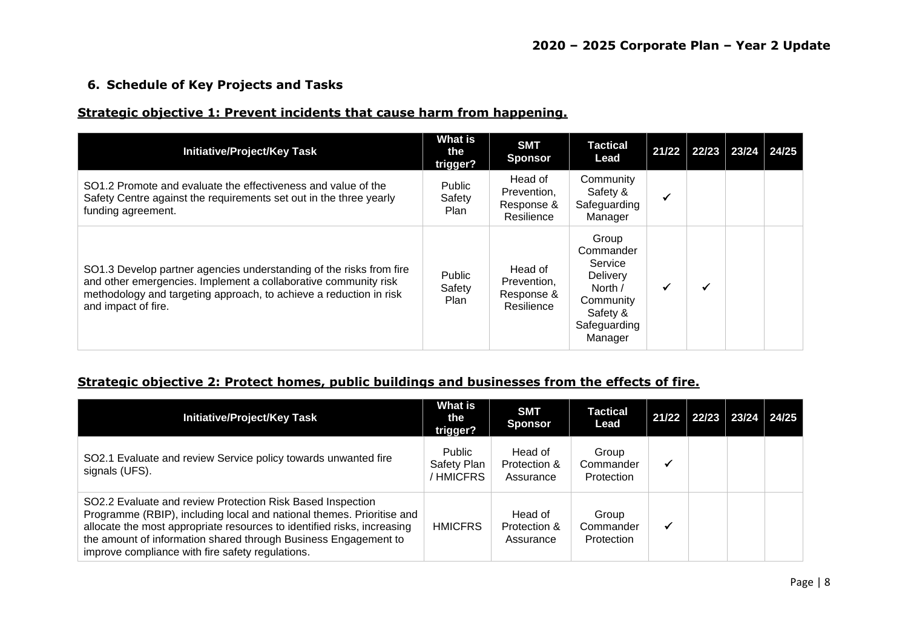## 6. Schedule of Key Projects and Tasks

### Strategic objective 1: Prevent incidents that cause harm from happening.

| Initiative/Project/Key Task | What is the trigger? | SMT Sponsor | Tactical Lead | 21/22 | 22/23 | 23/24 | 24/25 |
|---|---|---|---|---|---|---|---|
| SO1.2 Promote and evaluate the effectiveness and value of the Safety Centre against the requirements set out in the three yearly funding agreement. | Public Safety Plan | Head of Prevention, Response & Resilience | Community Safety & Safeguarding Manager | ✓ | | | |
| SO1.3 Develop partner agencies understanding of the risks from fire and other emergencies. Implement a collaborative community risk methodology and targeting approach, to achieve a reduction in risk and impact of fire. | Public Safety Plan | Head of Prevention, Response & Resilience | Group Commander Service Delivery North / Community Safety & Safeguarding Manager | ✓ | ✓ | | |

### Strategic objective 2: Protect homes, public buildings and businesses from the effects of fire.

| Initiative/Project/Key Task | What is the trigger? | SMT Sponsor | Tactical Lead | 21/22 | 22/23 | 23/24 | 24/25 |
|---|---|---|---|---|---|---|---|
| SO2.1 Evaluate and review Service policy towards unwanted fire signals (UFS). | Public Safety Plan / HMICFRS | Head of Protection & Assurance | Group Commander Protection | ✓ | | | |
| SO2.2 Evaluate and review Protection Risk Based Inspection Programme (RBIP), including local and national themes. Prioritise and allocate the most appropriate resources to identified risks, increasing the amount of information shared through Business Engagement to improve compliance with fire safety regulations. | HMICFRS | Head of Protection & Assurance | Group Commander Protection | ✓ | | | |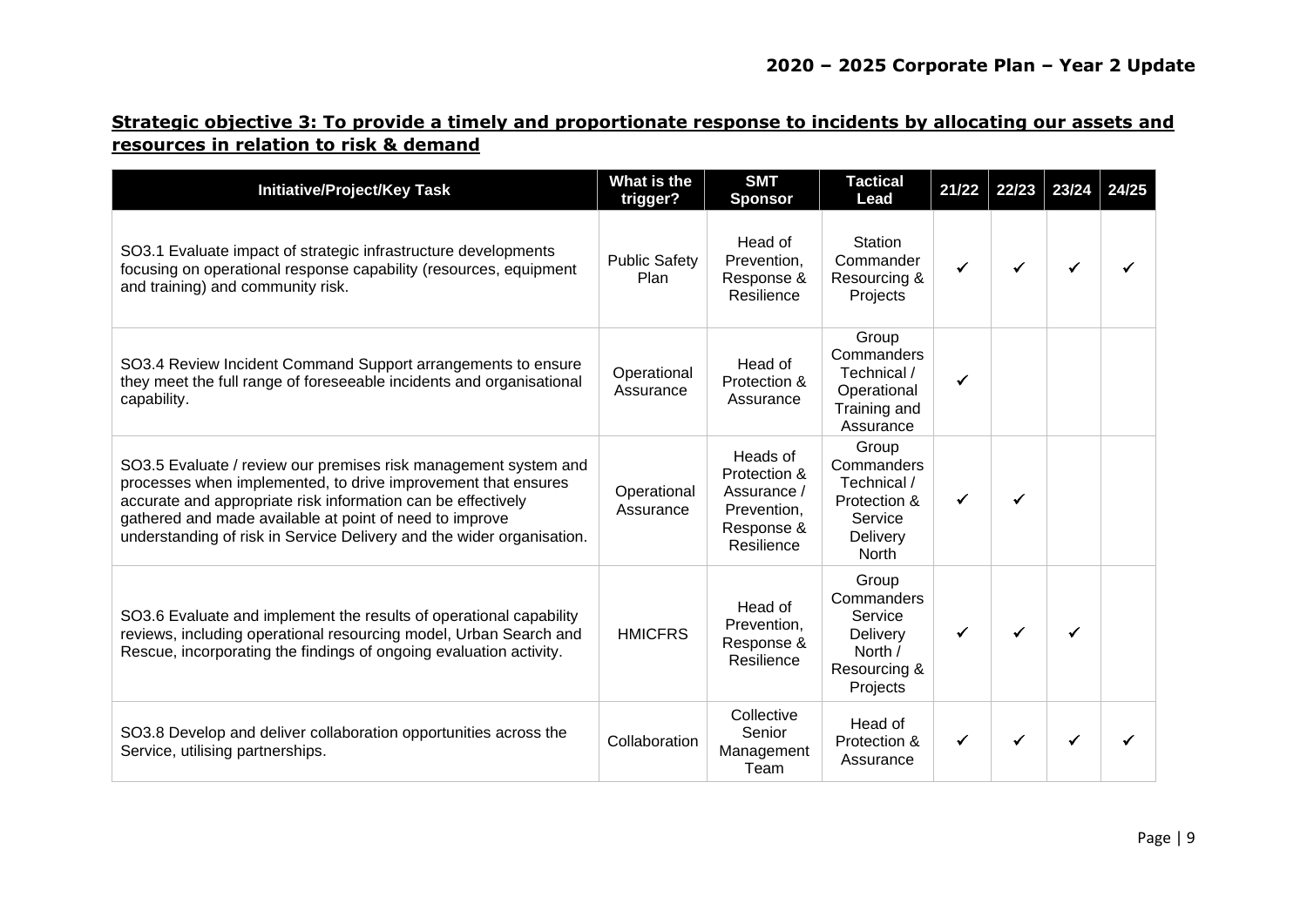## Strategic objective 3: To provide a timely and proportionate response to incidents by allocating our assets and resources in relation to risk & demand

| Initiative/Project/Key Task | What is the trigger? | SMT Sponsor | Tactical Lead | 21/22 | 22/23 | 23/24 | 24/25 |
|---|---|---|---|---|---|---|---|
| SO3.1 Evaluate impact of strategic infrastructure developments focusing on operational response capability (resources, equipment and training) and community risk. | Public Safety Plan | Head of Prevention, Response & Resilience | Station Commander Resourcing & Projects | ✓ | ✓ | ✓ | ✓ |
| SO3.4 Review Incident Command Support arrangements to ensure they meet the full range of foreseeable incidents and organisational capability. | Operational Assurance | Head of Protection & Assurance | Group Commanders Technical / Operational Training and Assurance | ✓ | | | |
| SO3.5 Evaluate / review our premises risk management system and processes when implemented, to drive improvement that ensures accurate and appropriate risk information can be effectively gathered and made available at point of need to improve understanding of risk in Service Delivery and the wider organisation. | Operational Assurance | Heads of Protection & Assurance / Prevention, Response & Resilience | Group Commanders Technical / Protection & Service Delivery North | ✓ | ✓ | | |
| SO3.6 Evaluate and implement the results of operational capability reviews, including operational resourcing model, Urban Search and Rescue, incorporating the findings of ongoing evaluation activity. | HMICFRS | Head of Prevention, Response & Resilience | Group Commanders Service Delivery North / Resourcing & Projects | ✓ | ✓ | ✓ | |
| SO3.8 Develop and deliver collaboration opportunities across the Service, utilising partnerships. | Collaboration | Collective Senior Management Team | Head of Protection & Assurance | ✓ | ✓ | ✓ | ✓ |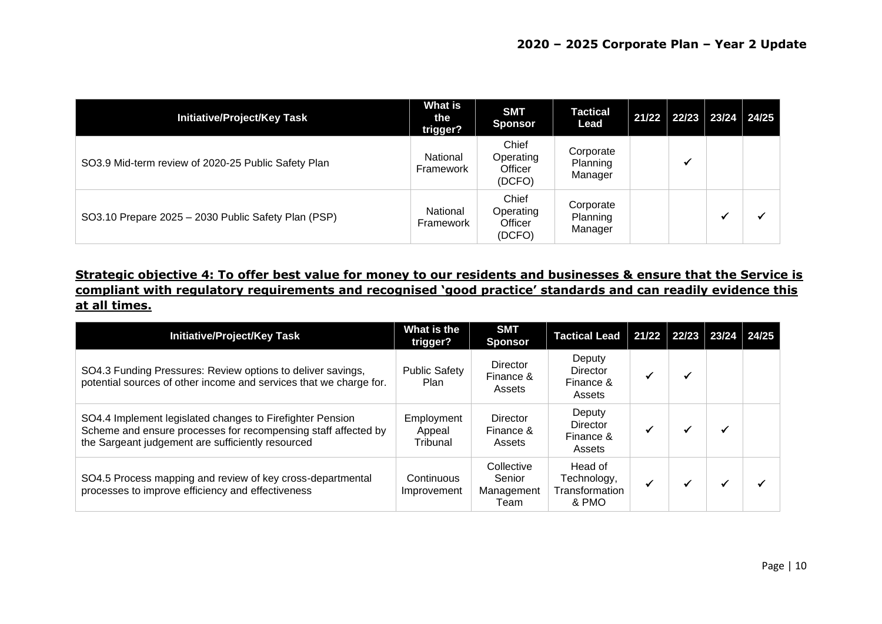| Initiative/Project/Key Task | What is the trigger? | SMT Sponsor | Tactical Lead | 21/22 | 22/23 | 23/24 | 24/25 |
|---|---|---|---|---|---|---|---|
| SO3.9 Mid-term review of 2020-25 Public Safety Plan | National Framework | Chief Operating Officer (DCFO) | Corporate Planning Manager | | ✓ | | |
| SO3.10 Prepare 2025 – 2030 Public Safety Plan (PSP) | National Framework | Chief Operating Officer (DCFO) | Corporate Planning Manager | | | ✓ | ✓ |

## Strategic objective 4: To offer best value for money to our residents and businesses & ensure that the Service is compliant with regulatory requirements and recognised 'good practice' standards and can readily evidence this at all times.

| Initiative/Project/Key Task | What is the trigger? | SMT Sponsor | Tactical Lead | 21/22 | 22/23 | 23/24 | 24/25 |
|---|---|---|---|---|---|---|---|
| SO4.3 Funding Pressures: Review options to deliver savings, potential sources of other income and services that we charge for. | Public Safety Plan | Director Finance & Assets | Deputy Director Finance & Assets | ✓ | ✓ | | |
| SO4.4 Implement legislated changes to Firefighter Pension Scheme and ensure processes for recompensing staff affected by the Sargeant judgement are sufficiently resourced | Employment Appeal Tribunal | Director Finance & Assets | Deputy Director Finance & Assets | ✓ | ✓ | ✓ | |
| SO4.5 Process mapping and review of key cross-departmental processes to improve efficiency and effectiveness | Continuous Improvement | Collective Senior Management Team | Head of Technology, Transformation & PMO | ✓ | ✓ | ✓ | ✓ |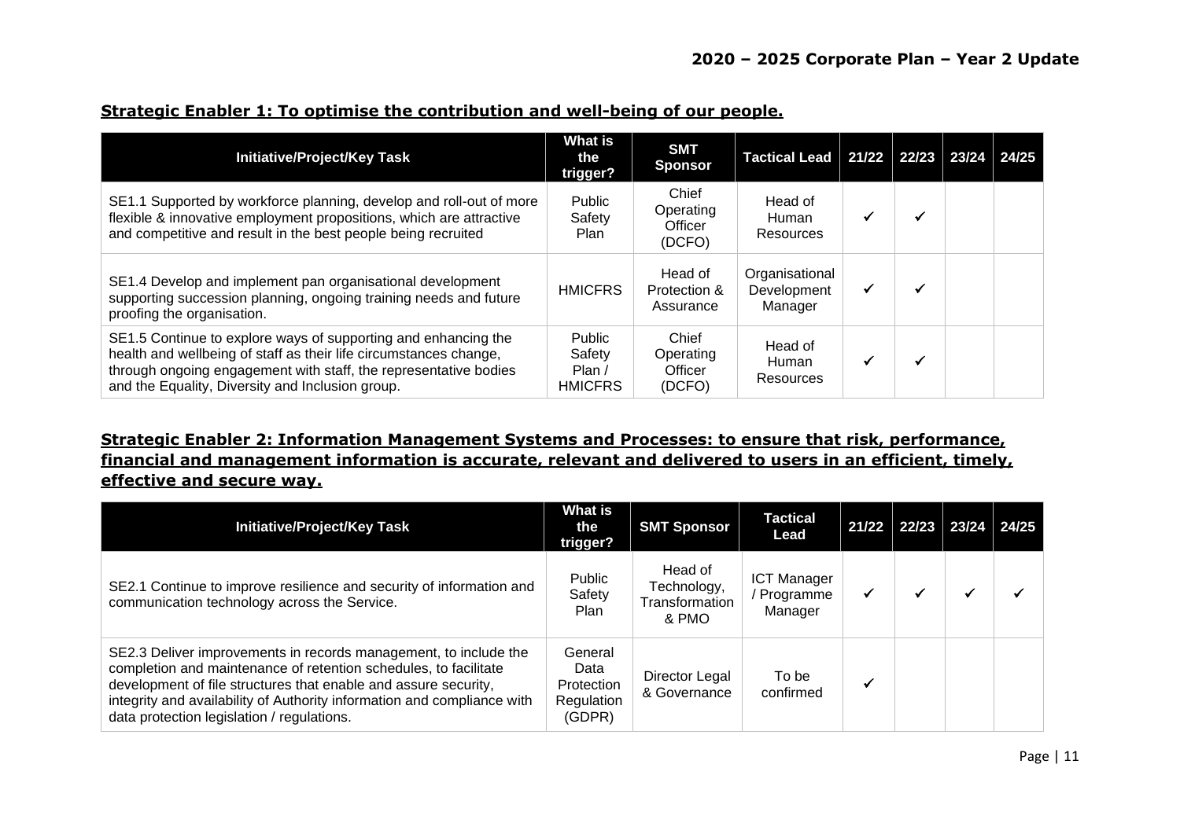## Strategic Enabler 1: To optimise the contribution and well-being of our people.

| Initiative/Project/Key Task | What is the trigger? | SMT Sponsor | Tactical Lead | 21/22 | 22/23 | 23/24 | 24/25 |
|---|---|---|---|---|---|---|---|
| SE1.1 Supported by workforce planning, develop and roll-out of more flexible & innovative employment propositions, which are attractive and competitive and result in the best people being recruited | Public Safety Plan | Chief Operating Officer (DCFO) | Head of Human Resources | ✓ | ✓ | | |
| SE1.4 Develop and implement pan organisational development supporting succession planning, ongoing training needs and future proofing the organisation. | HMICFRS | Head of Protection & Assurance | Organisational Development Manager | ✓ | ✓ | | |
| SE1.5 Continue to explore ways of supporting and enhancing the health and wellbeing of staff as their life circumstances change, through ongoing engagement with staff, the representative bodies and the Equality, Diversity and Inclusion group. | Public Safety Plan / HMICFRS | Chief Operating Officer (DCFO) | Head of Human Resources | ✓ | ✓ | | |

## Strategic Enabler 2: Information Management Systems and Processes: to ensure that risk, performance, financial and management information is accurate, relevant and delivered to users in an efficient, timely, effective and secure way.

| Initiative/Project/Key Task | What is the trigger? | SMT Sponsor | Tactical Lead | 21/22 | 22/23 | 23/24 | 24/25 |
|---|---|---|---|---|---|---|---|
| SE2.1 Continue to improve resilience and security of information and communication technology across the Service. | Public Safety Plan | Head of Technology, Transformation & PMO | ICT Manager / Programme Manager | ✓ | ✓ | ✓ | ✓ |
| SE2.3 Deliver improvements in records management, to include the completion and maintenance of retention schedules, to facilitate development of file structures that enable and assure security, integrity and availability of Authority information and compliance with data protection legislation / regulations. | General Data Protection Regulation (GDPR) | Director Legal & Governance | To be confirmed | ✓ | | | |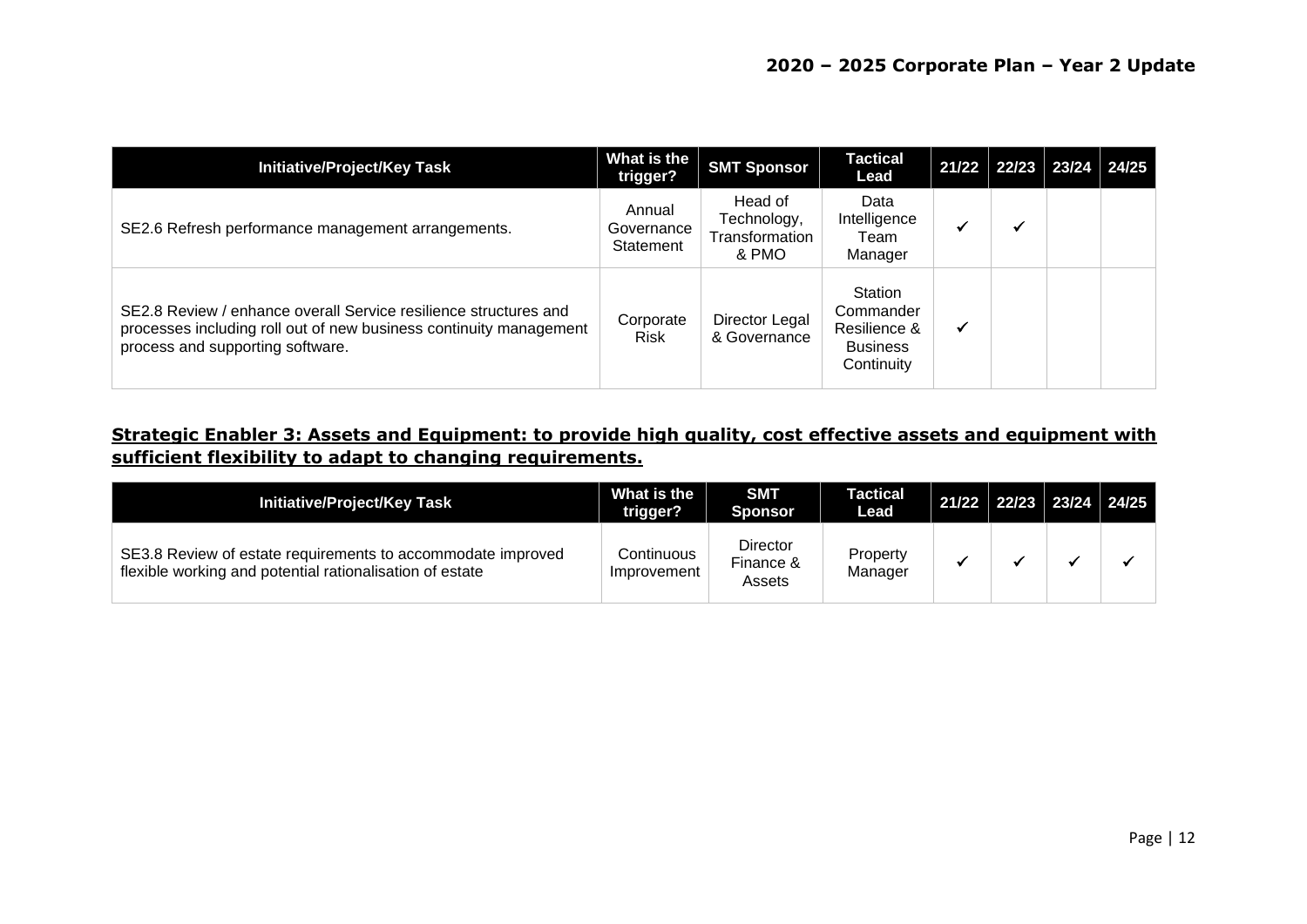| Initiative/Project/Key Task | What is the trigger? | SMT Sponsor | Tactical Lead | 21/22 | 22/23 | 23/24 | 24/25 |
|---|---|---|---|---|---|---|---|
| SE2.6 Refresh performance management arrangements. | Annual Governance Statement | Head of Technology, Transformation & PMO | Data Intelligence Team Manager | ✓ | ✓ | | |
| SE2.8 Review / enhance overall Service resilience structures and processes including roll out of new business continuity management process and supporting software. | Corporate Risk | Director Legal & Governance | Station Commander Resilience & Business Continuity | ✓ | | | |

## Strategic Enabler 3: Assets and Equipment: to provide high quality, cost effective assets and equipment with sufficient flexibility to adapt to changing requirements.

| Initiative/Project/Key Task | What is the trigger? | SMT Sponsor | Tactical Lead | 21/22 | 22/23 | 23/24 | 24/25 |
|---|---|---|---|---|---|---|---|
| SE3.8 Review of estate requirements to accommodate improved flexible working and potential rationalisation of estate | Continuous Improvement | Director Finance & Assets | Property Manager | ✓ | ✓ | ✓ | ✓ |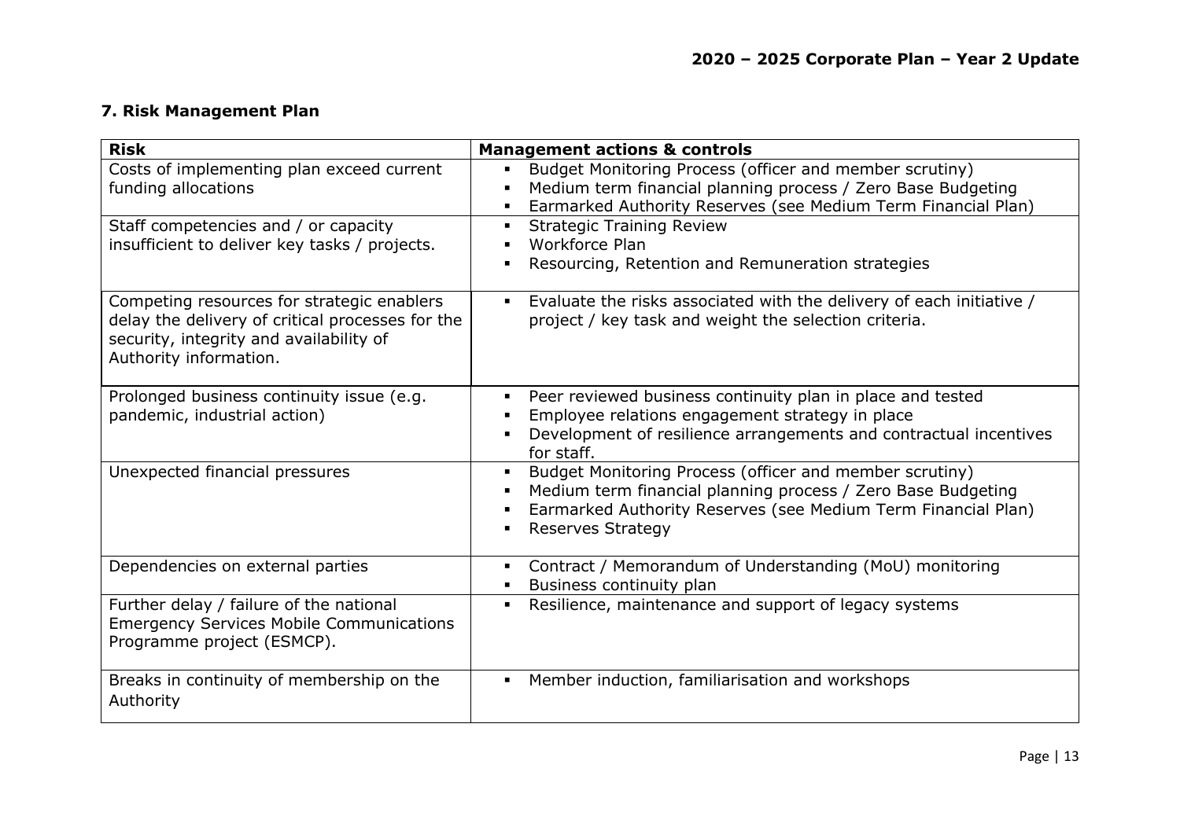## 7. Risk Management Plan

| Risk | Management actions & controls |
| --- | --- |
| Costs of implementing plan exceed current funding allocations | ▪ Budget Monitoring Process (officer and member scrutiny)<br>▪ Medium term financial planning process / Zero Base Budgeting<br>▪ Earmarked Authority Reserves (see Medium Term Financial Plan) |
| Staff competencies and / or capacity insufficient to deliver key tasks / projects. | ▪ Strategic Training Review<br>▪ Workforce Plan<br>▪ Resourcing, Retention and Remuneration strategies |
| Competing resources for strategic enablers delay the delivery of critical processes for the security, integrity and availability of Authority information. | ▪ Evaluate the risks associated with the delivery of each initiative / project / key task and weight the selection criteria. |
| Prolonged business continuity issue (e.g. pandemic, industrial action) | ▪ Peer reviewed business continuity plan in place and tested<br>▪ Employee relations engagement strategy in place<br>▪ Development of resilience arrangements and contractual incentives for staff. |
| Unexpected financial pressures | ▪ Budget Monitoring Process (officer and member scrutiny)<br>▪ Medium term financial planning process / Zero Base Budgeting<br>▪ Earmarked Authority Reserves (see Medium Term Financial Plan)<br>▪ Reserves Strategy |
| Dependencies on external parties | ▪ Contract / Memorandum of Understanding (MoU) monitoring<br>▪ Business continuity plan |
| Further delay / failure of the national Emergency Services Mobile Communications Programme project (ESMCP). | ▪ Resilience, maintenance and support of legacy systems |
| Breaks in continuity of membership on the Authority | ▪ Member induction, familiarisation and workshops |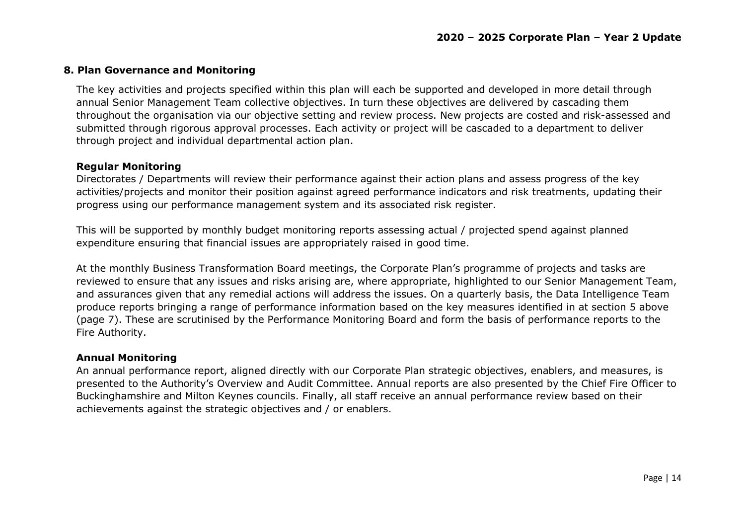## 8. Plan Governance and Monitoring

The key activities and projects specified within this plan will each be supported and developed in more detail through annual Senior Management Team collective objectives. In turn these objectives are delivered by cascading them throughout the organisation via our objective setting and review process. New projects are costed and risk-assessed and submitted through rigorous approval processes. Each activity or project will be cascaded to a department to deliver through project and individual departmental action plan.

### Regular Monitoring

Directorates / Departments will review their performance against their action plans and assess progress of the key activities/projects and monitor their position against agreed performance indicators and risk treatments, updating their progress using our performance management system and its associated risk register.

This will be supported by monthly budget monitoring reports assessing actual / projected spend against planned expenditure ensuring that financial issues are appropriately raised in good time.

At the monthly Business Transformation Board meetings, the Corporate Plan's programme of projects and tasks are reviewed to ensure that any issues and risks arising are, where appropriate, highlighted to our Senior Management Team, and assurances given that any remedial actions will address the issues. On a quarterly basis, the Data Intelligence Team produce reports bringing a range of performance information based on the key measures identified in at section 5 above (page 7). These are scrutinised by the Performance Monitoring Board and form the basis of performance reports to the Fire Authority.

### Annual Monitoring

An annual performance report, aligned directly with our Corporate Plan strategic objectives, enablers, and measures, is presented to the Authority's Overview and Audit Committee. Annual reports are also presented by the Chief Fire Officer to Buckinghamshire and Milton Keynes councils. Finally, all staff receive an annual performance review based on their achievements against the strategic objectives and / or enablers.